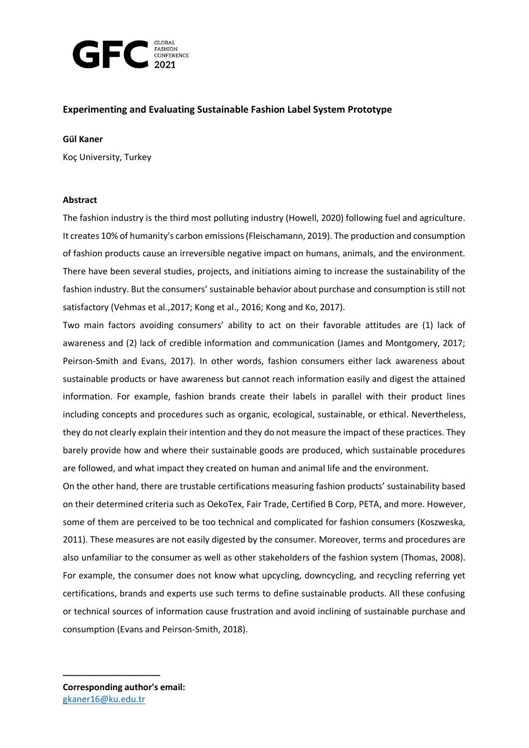**Experimenting and Evaluating Sustainable Fashion Label System Prototype**

**Gül Kaner**

Koç University, Turkey

**Abstract**

The fashion industry is the third most polluting industry (Howell, 2020) following fuel and agriculture. It creates 10% of humanity's carbon emissions (Fleischamann, 2019). The production and consumption of fashion products cause an irreversible negative impact on humans, animals, and the environment. There have been several studies, projects, and initiations aiming to increase the sustainability of the fashion industry. But the consumers' sustainable behavior about purchase and consumption is still not satisfactory (Vehmas et al.,2017; Kong et al., 2016; Kong and Ko, 2017).

Two main factors avoiding consumers' ability to act on their favorable attitudes are (1) lack of awareness and (2) lack of credible information and communication (James and Montgomery, 2017; Peirson-Smith and Evans, 2017). In other words, fashion consumers either lack awareness about sustainable products or have awareness but cannot reach information easily and digest the attained information. For example, fashion brands create their labels in parallel with their product lines including concepts and procedures such as organic, ecological, sustainable, or ethical. Nevertheless, they do not clearly explain their intention and they do not measure the impact of these practices. They barely provide how and where their sustainable goods are produced, which sustainable procedures are followed, and what impact they created on human and animal life and the environment.

On the other hand, there are trustable certifications measuring fashion products' sustainability based on their determined criteria such as OekoTex, Fair Trade, Certified B Corp, PETA, and more. However, some of them are perceived to be too technical and complicated for fashion consumers (Koszweska, 2011). These measures are not easily digested by the consumer. Moreover, terms and procedures are also unfamiliar to the consumer as well as other stakeholders of the fashion system (Thomas, 2008). For example, the consumer does not know what upcycling, downcycling, and recycling referring yet certifications, brands and experts use such terms to define sustainable products. All these confusing or technical sources of information cause frustration and avoid inclining of sustainable purchase and consumption (Evans and Peirson-Smith, 2018).

---

**Corresponding author's email:** gkaner16@ku.edu.tr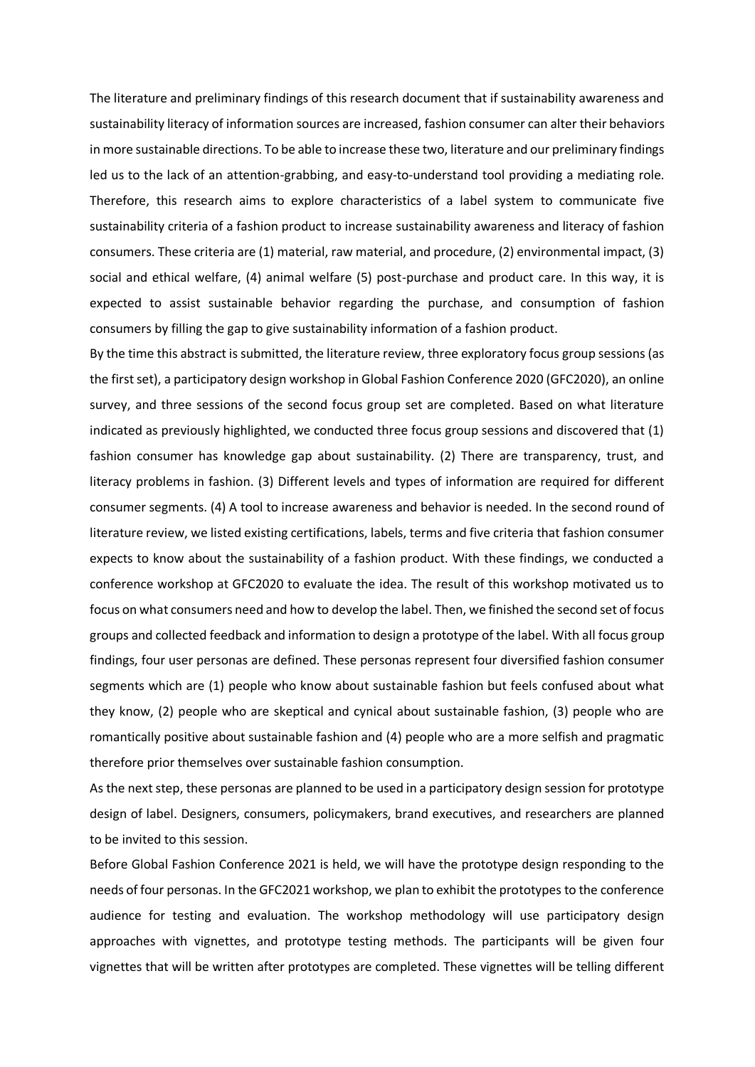The literature and preliminary findings of this research document that if sustainability awareness and sustainability literacy of information sources are increased, fashion consumer can alter their behaviors in more sustainable directions. To be able to increase these two, literature and our preliminary findings led us to the lack of an attention-grabbing, and easy-to-understand tool providing a mediating role. Therefore, this research aims to explore characteristics of a label system to communicate five sustainability criteria of a fashion product to increase sustainability awareness and literacy of fashion consumers. These criteria are (1) material, raw material, and procedure, (2) environmental impact, (3) social and ethical welfare, (4) animal welfare (5) post-purchase and product care. In this way, it is expected to assist sustainable behavior regarding the purchase, and consumption of fashion consumers by filling the gap to give sustainability information of a fashion product.

By the time this abstract is submitted, the literature review, three exploratory focus group sessions (as the first set), a participatory design workshop in Global Fashion Conference 2020 (GFC2020), an online survey, and three sessions of the second focus group set are completed. Based on what literature indicated as previously highlighted, we conducted three focus group sessions and discovered that (1) fashion consumer has knowledge gap about sustainability. (2) There are transparency, trust, and literacy problems in fashion. (3) Different levels and types of information are required for different consumer segments. (4) A tool to increase awareness and behavior is needed. In the second round of literature review, we listed existing certifications, labels, terms and five criteria that fashion consumer expects to know about the sustainability of a fashion product. With these findings, we conducted a conference workshop at GFC2020 to evaluate the idea. The result of this workshop motivated us to focus on what consumers need and how to develop the label. Then, we finished the second set of focus groups and collected feedback and information to design a prototype of the label. With all focus group findings, four user personas are defined. These personas represent four diversified fashion consumer segments which are (1) people who know about sustainable fashion but feels confused about what they know, (2) people who are skeptical and cynical about sustainable fashion, (3) people who are romantically positive about sustainable fashion and (4) people who are a more selfish and pragmatic therefore prior themselves over sustainable fashion consumption.

As the next step, these personas are planned to be used in a participatory design session for prototype design of label. Designers, consumers, policymakers, brand executives, and researchers are planned to be invited to this session.

Before Global Fashion Conference 2021 is held, we will have the prototype design responding to the needs of four personas. In the GFC2021 workshop, we plan to exhibit the prototypes to the conference audience for testing and evaluation. The workshop methodology will use participatory design approaches with vignettes, and prototype testing methods. The participants will be given four vignettes that will be written after prototypes are completed. These vignettes will be telling different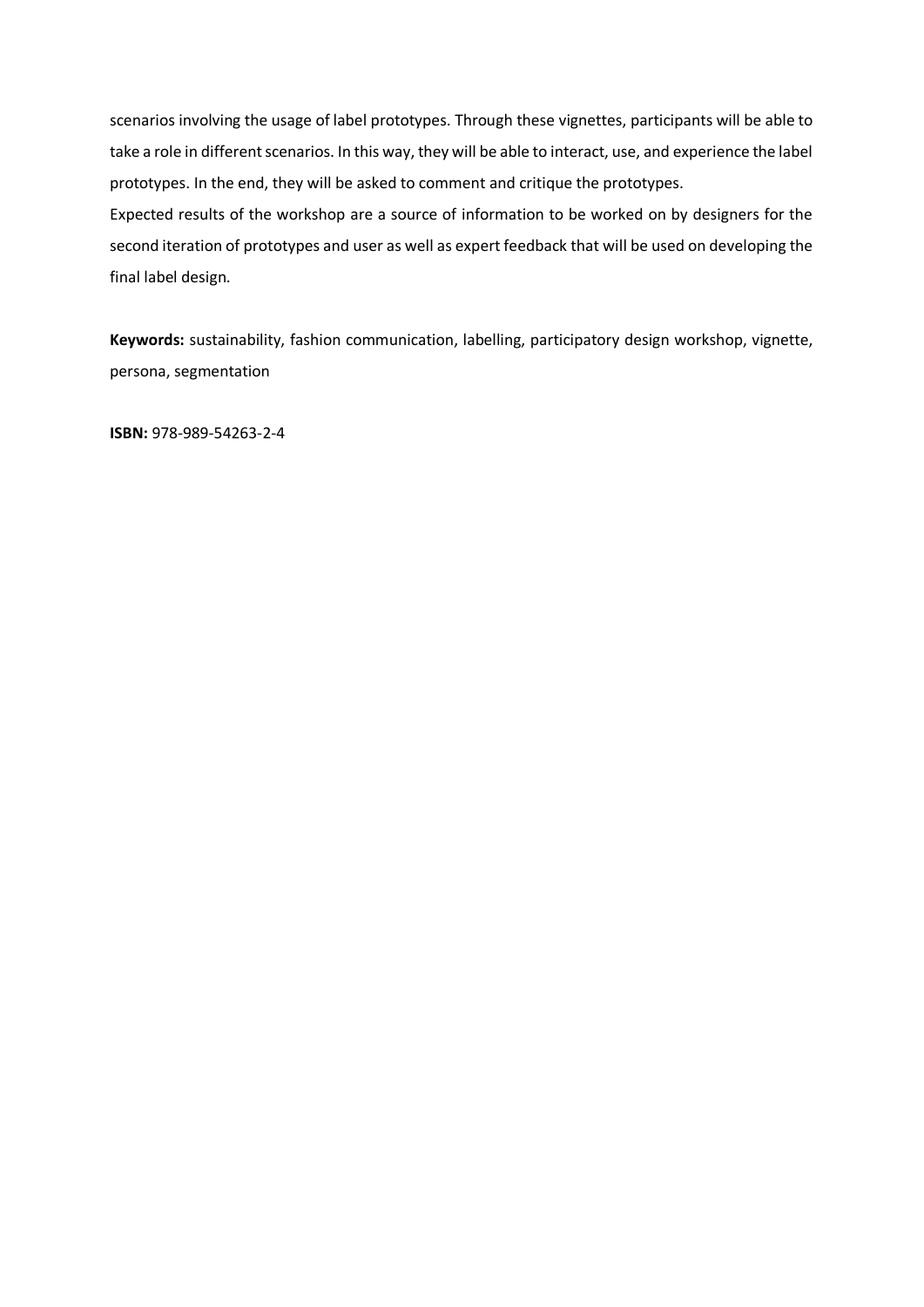scenarios involving the usage of label prototypes. Through these vignettes, participants will be able to take a role in different scenarios. In this way, they will be able to interact, use, and experience the label prototypes. In the end, they will be asked to comment and critique the prototypes.

Expected results of the workshop are a source of information to be worked on by designers for the second iteration of prototypes and user as well as expert feedback that will be used on developing the final label design.

**Keywords:** sustainability, fashion communication, labelling, participatory design workshop, vignette, persona, segmentation

**ISBN:** 978-989-54263-2-4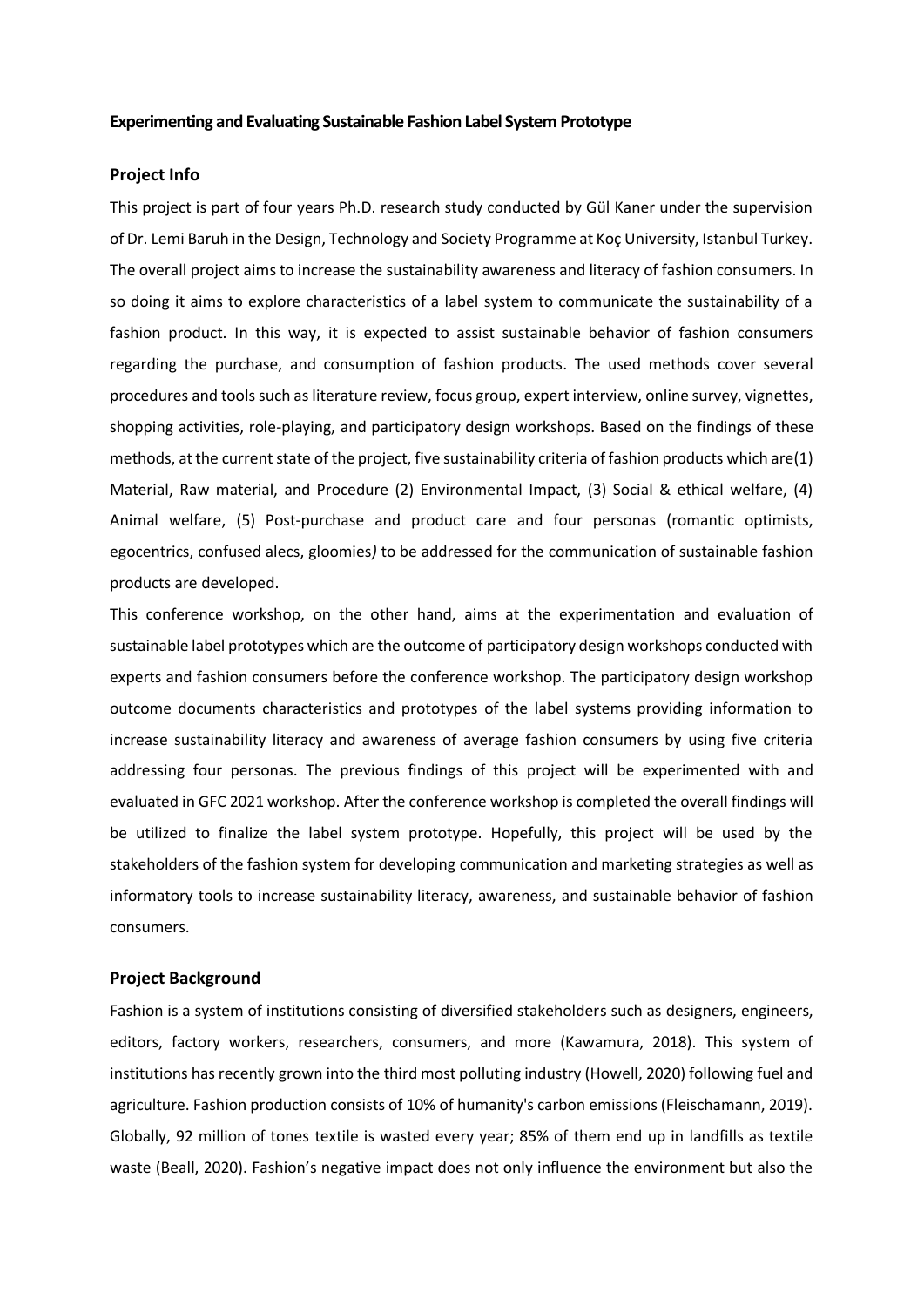**Experimenting and Evaluating Sustainable Fashion Label System Prototype**

## Project Info

This project is part of four years Ph.D. research study conducted by Gül Kaner under the supervision of Dr. Lemi Baruh in the Design, Technology and Society Programme at Koç University, Istanbul Turkey. The overall project aims to increase the sustainability awareness and literacy of fashion consumers. In so doing it aims to explore characteristics of a label system to communicate the sustainability of a fashion product. In this way, it is expected to assist sustainable behavior of fashion consumers regarding the purchase, and consumption of fashion products. The used methods cover several procedures and tools such as literature review, focus group, expert interview, online survey, vignettes, shopping activities, role-playing, and participatory design workshops. Based on the findings of these methods, at the current state of the project, five sustainability criteria of fashion products which are(1) Material, Raw material, and Procedure (2) Environmental Impact, (3) Social & ethical welfare, (4) Animal welfare, (5) Post-purchase and product care and four personas (romantic optimists, egocentrics, confused alecs, gloomies*)* to be addressed for the communication of sustainable fashion products are developed.

This conference workshop, on the other hand, aims at the experimentation and evaluation of sustainable label prototypes which are the outcome of participatory design workshops conducted with experts and fashion consumers before the conference workshop. The participatory design workshop outcome documents characteristics and prototypes of the label systems providing information to increase sustainability literacy and awareness of average fashion consumers by using five criteria addressing four personas. The previous findings of this project will be experimented with and evaluated in GFC 2021 workshop. After the conference workshop is completed the overall findings will be utilized to finalize the label system prototype. Hopefully, this project will be used by the stakeholders of the fashion system for developing communication and marketing strategies as well as informatory tools to increase sustainability literacy, awareness, and sustainable behavior of fashion consumers.

## Project Background

Fashion is a system of institutions consisting of diversified stakeholders such as designers, engineers, editors, factory workers, researchers, consumers, and more (Kawamura, 2018). This system of institutions has recently grown into the third most polluting industry (Howell, 2020) following fuel and agriculture. Fashion production consists of 10% of humanity's carbon emissions (Fleischamann, 2019). Globally, 92 million of tones textile is wasted every year; 85% of them end up in landfills as textile waste (Beall, 2020). Fashion's negative impact does not only influence the environment but also the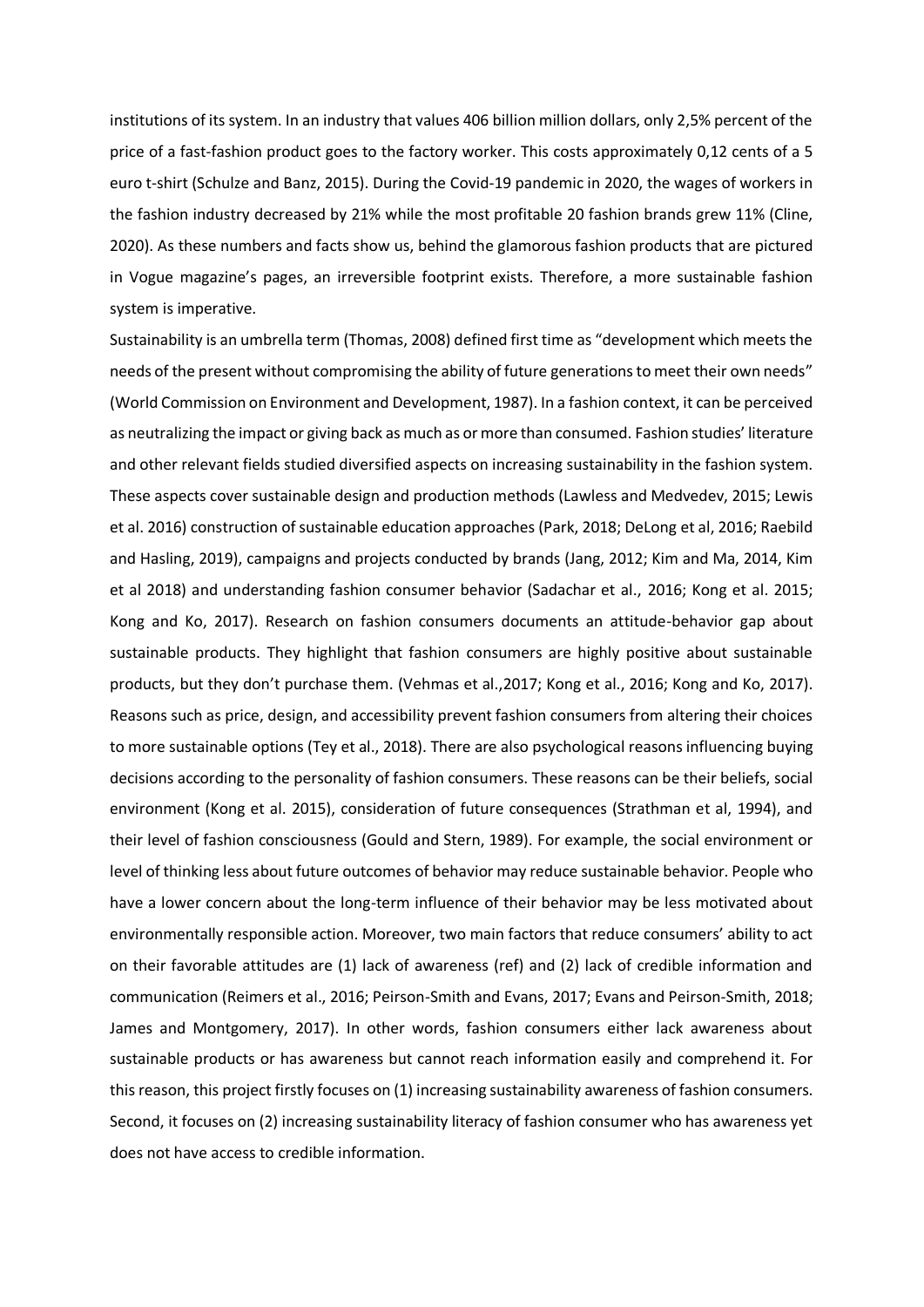institutions of its system. In an industry that values 406 billion million dollars, only 2,5% percent of the price of a fast-fashion product goes to the factory worker. This costs approximately 0,12 cents of a 5 euro t-shirt (Schulze and Banz, 2015). During the Covid-19 pandemic in 2020, the wages of workers in the fashion industry decreased by 21% while the most profitable 20 fashion brands grew 11% (Cline, 2020). As these numbers and facts show us, behind the glamorous fashion products that are pictured in Vogue magazine's pages, an irreversible footprint exists. Therefore, a more sustainable fashion system is imperative.

Sustainability is an umbrella term (Thomas, 2008) defined first time as "development which meets the needs of the present without compromising the ability of future generations to meet their own needs" (World Commission on Environment and Development, 1987). In a fashion context, it can be perceived as neutralizing the impact or giving back as much as or more than consumed. Fashion studies' literature and other relevant fields studied diversified aspects on increasing sustainability in the fashion system. These aspects cover sustainable design and production methods (Lawless and Medvedev, 2015; Lewis et al. 2016) construction of sustainable education approaches (Park, 2018; DeLong et al, 2016; Raebild and Hasling, 2019), campaigns and projects conducted by brands (Jang, 2012; Kim and Ma, 2014, Kim et al 2018) and understanding fashion consumer behavior (Sadachar et al., 2016; Kong et al. 2015; Kong and Ko, 2017). Research on fashion consumers documents an attitude-behavior gap about sustainable products. They highlight that fashion consumers are highly positive about sustainable products, but they don't purchase them. (Vehmas et al.,2017; Kong et al., 2016; Kong and Ko, 2017). Reasons such as price, design, and accessibility prevent fashion consumers from altering their choices to more sustainable options (Tey et al., 2018). There are also psychological reasons influencing buying decisions according to the personality of fashion consumers. These reasons can be their beliefs, social environment (Kong et al. 2015), consideration of future consequences (Strathman et al, 1994), and their level of fashion consciousness (Gould and Stern, 1989). For example, the social environment or level of thinking less about future outcomes of behavior may reduce sustainable behavior. People who have a lower concern about the long-term influence of their behavior may be less motivated about environmentally responsible action. Moreover, two main factors that reduce consumers' ability to act on their favorable attitudes are (1) lack of awareness (ref) and (2) lack of credible information and communication (Reimers et al., 2016; Peirson-Smith and Evans, 2017; Evans and Peirson-Smith, 2018; James and Montgomery, 2017). In other words, fashion consumers either lack awareness about sustainable products or has awareness but cannot reach information easily and comprehend it. For this reason, this project firstly focuses on (1) increasing sustainability awareness of fashion consumers. Second, it focuses on (2) increasing sustainability literacy of fashion consumer who has awareness yet does not have access to credible information.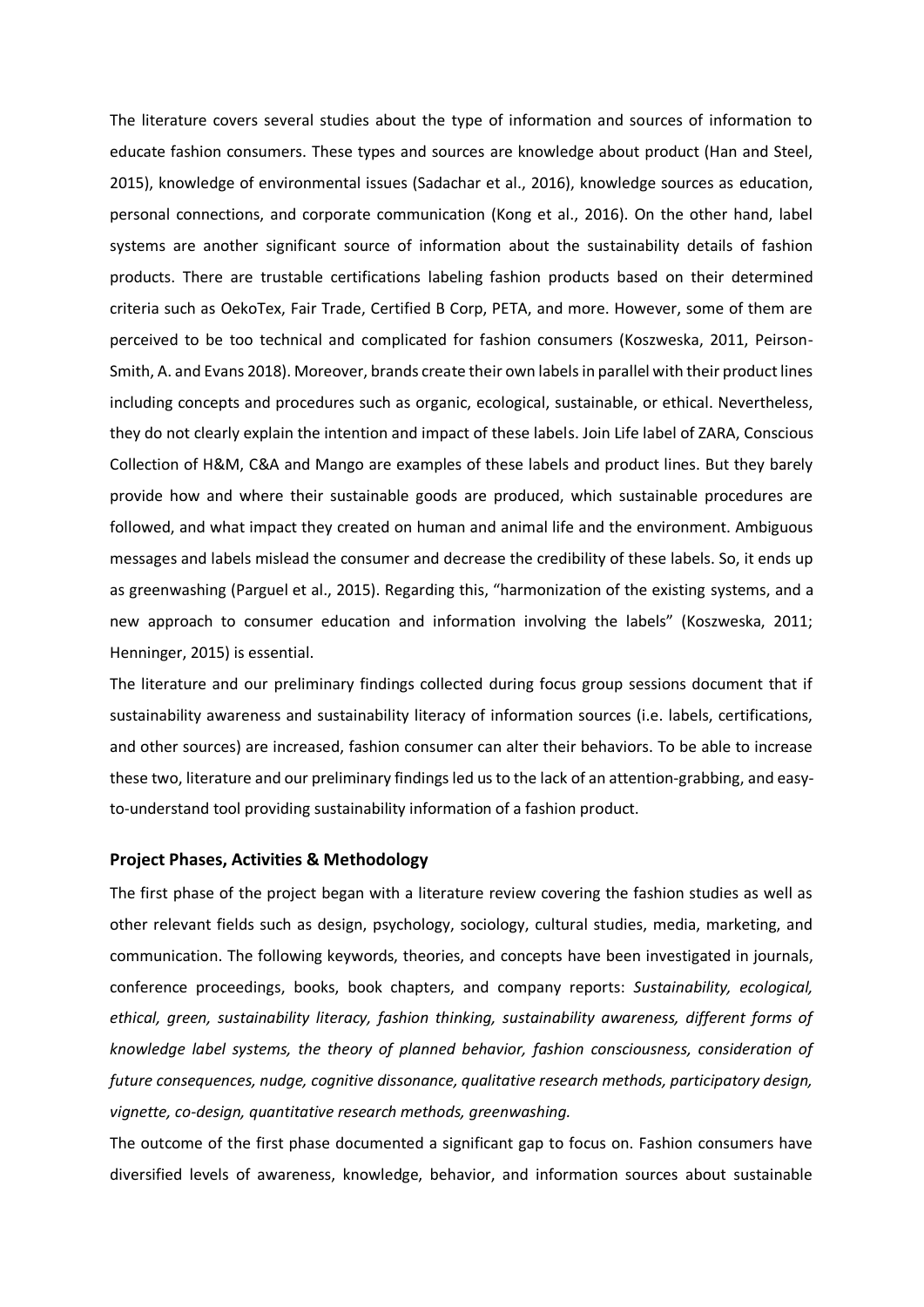The literature covers several studies about the type of information and sources of information to educate fashion consumers. These types and sources are knowledge about product (Han and Steel, 2015), knowledge of environmental issues (Sadachar et al., 2016), knowledge sources as education, personal connections, and corporate communication (Kong et al., 2016). On the other hand, label systems are another significant source of information about the sustainability details of fashion products. There are trustable certifications labeling fashion products based on their determined criteria such as OekoTex, Fair Trade, Certified B Corp, PETA, and more. However, some of them are perceived to be too technical and complicated for fashion consumers (Koszweska, 2011, Peirson-Smith, A. and Evans 2018). Moreover, brands create their own labels in parallel with their product lines including concepts and procedures such as organic, ecological, sustainable, or ethical. Nevertheless, they do not clearly explain the intention and impact of these labels. Join Life label of ZARA, Conscious Collection of H&M, C&A and Mango are examples of these labels and product lines. But they barely provide how and where their sustainable goods are produced, which sustainable procedures are followed, and what impact they created on human and animal life and the environment. Ambiguous messages and labels mislead the consumer and decrease the credibility of these labels. So, it ends up as greenwashing (Parguel et al., 2015). Regarding this, "harmonization of the existing systems, and a new approach to consumer education and information involving the labels" (Koszweska, 2011; Henninger, 2015) is essential.

The literature and our preliminary findings collected during focus group sessions document that if sustainability awareness and sustainability literacy of information sources (i.e. labels, certifications, and other sources) are increased, fashion consumer can alter their behaviors. To be able to increase these two, literature and our preliminary findings led us to the lack of an attention-grabbing, and easy-to-understand tool providing sustainability information of a fashion product.

### Project Phases, Activities & Methodology

The first phase of the project began with a literature review covering the fashion studies as well as other relevant fields such as design, psychology, sociology, cultural studies, media, marketing, and communication. The following keywords, theories, and concepts have been investigated in journals, conference proceedings, books, book chapters, and company reports: *Sustainability, ecological, ethical, green, sustainability literacy, fashion thinking, sustainability awareness, different forms of knowledge label systems, the theory of planned behavior, fashion consciousness, consideration of future consequences, nudge, cognitive dissonance, qualitative research methods, participatory design, vignette, co-design, quantitative research methods, greenwashing.*

The outcome of the first phase documented a significant gap to focus on. Fashion consumers have diversified levels of awareness, knowledge, behavior, and information sources about sustainable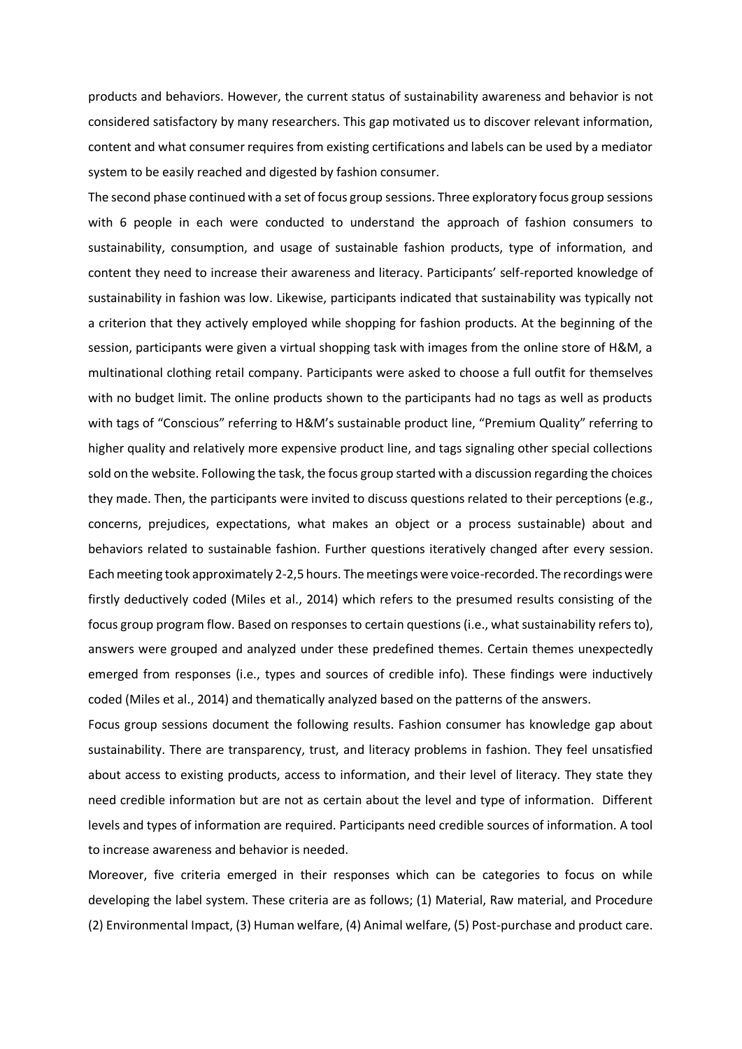products and behaviors. However, the current status of sustainability awareness and behavior is not considered satisfactory by many researchers. This gap motivated us to discover relevant information, content and what consumer requires from existing certifications and labels can be used by a mediator system to be easily reached and digested by fashion consumer.

The second phase continued with a set of focus group sessions. Three exploratory focus group sessions with 6 people in each were conducted to understand the approach of fashion consumers to sustainability, consumption, and usage of sustainable fashion products, type of information, and content they need to increase their awareness and literacy. Participants' self-reported knowledge of sustainability in fashion was low. Likewise, participants indicated that sustainability was typically not a criterion that they actively employed while shopping for fashion products. At the beginning of the session, participants were given a virtual shopping task with images from the online store of H&M, a multinational clothing retail company. Participants were asked to choose a full outfit for themselves with no budget limit. The online products shown to the participants had no tags as well as products with tags of "Conscious" referring to H&M's sustainable product line, "Premium Quality" referring to higher quality and relatively more expensive product line, and tags signaling other special collections sold on the website. Following the task, the focus group started with a discussion regarding the choices they made. Then, the participants were invited to discuss questions related to their perceptions (e.g., concerns, prejudices, expectations, what makes an object or a process sustainable) about and behaviors related to sustainable fashion. Further questions iteratively changed after every session. Each meeting took approximately 2-2,5 hours. The meetings were voice-recorded. The recordings were firstly deductively coded (Miles et al., 2014) which refers to the presumed results consisting of the focus group program flow. Based on responses to certain questions (i.e., what sustainability refers to), answers were grouped and analyzed under these predefined themes. Certain themes unexpectedly emerged from responses (i.e., types and sources of credible info). These findings were inductively coded (Miles et al., 2014) and thematically analyzed based on the patterns of the answers.

Focus group sessions document the following results. Fashion consumer has knowledge gap about sustainability. There are transparency, trust, and literacy problems in fashion. They feel unsatisfied about access to existing products, access to information, and their level of literacy. They state they need credible information but are not as certain about the level and type of information. Different levels and types of information are required. Participants need credible sources of information. A tool to increase awareness and behavior is needed.

Moreover, five criteria emerged in their responses which can be categories to focus on while developing the label system. These criteria are as follows; (1) Material, Raw material, and Procedure (2) Environmental Impact, (3) Human welfare, (4) Animal welfare, (5) Post-purchase and product care.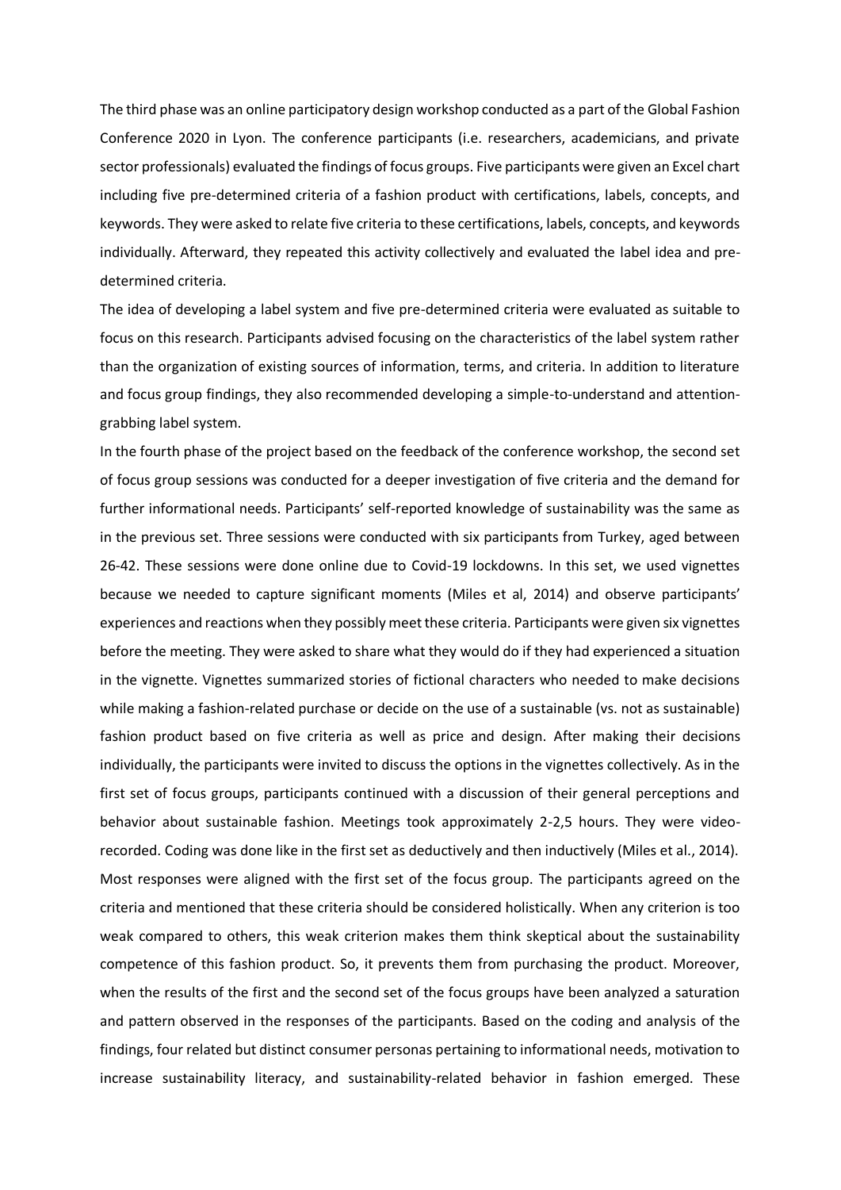The third phase was an online participatory design workshop conducted as a part of the Global Fashion Conference 2020 in Lyon. The conference participants (i.e. researchers, academicians, and private sector professionals) evaluated the findings of focus groups. Five participants were given an Excel chart including five pre-determined criteria of a fashion product with certifications, labels, concepts, and keywords. They were asked to relate five criteria to these certifications, labels, concepts, and keywords individually. Afterward, they repeated this activity collectively and evaluated the label idea and pre-determined criteria.

The idea of developing a label system and five pre-determined criteria were evaluated as suitable to focus on this research. Participants advised focusing on the characteristics of the label system rather than the organization of existing sources of information, terms, and criteria. In addition to literature and focus group findings, they also recommended developing a simple-to-understand and attention-grabbing label system.

In the fourth phase of the project based on the feedback of the conference workshop, the second set of focus group sessions was conducted for a deeper investigation of five criteria and the demand for further informational needs. Participants' self-reported knowledge of sustainability was the same as in the previous set. Three sessions were conducted with six participants from Turkey, aged between 26-42. These sessions were done online due to Covid-19 lockdowns. In this set, we used vignettes because we needed to capture significant moments (Miles et al, 2014) and observe participants' experiences and reactions when they possibly meet these criteria. Participants were given six vignettes before the meeting. They were asked to share what they would do if they had experienced a situation in the vignette. Vignettes summarized stories of fictional characters who needed to make decisions while making a fashion-related purchase or decide on the use of a sustainable (vs. not as sustainable) fashion product based on five criteria as well as price and design. After making their decisions individually, the participants were invited to discuss the options in the vignettes collectively. As in the first set of focus groups, participants continued with a discussion of their general perceptions and behavior about sustainable fashion. Meetings took approximately 2-2,5 hours. They were video-recorded. Coding was done like in the first set as deductively and then inductively (Miles et al., 2014). Most responses were aligned with the first set of the focus group. The participants agreed on the criteria and mentioned that these criteria should be considered holistically. When any criterion is too weak compared to others, this weak criterion makes them think skeptical about the sustainability competence of this fashion product. So, it prevents them from purchasing the product. Moreover, when the results of the first and the second set of the focus groups have been analyzed a saturation and pattern observed in the responses of the participants. Based on the coding and analysis of the findings, four related but distinct consumer personas pertaining to informational needs, motivation to increase sustainability literacy, and sustainability-related behavior in fashion emerged. These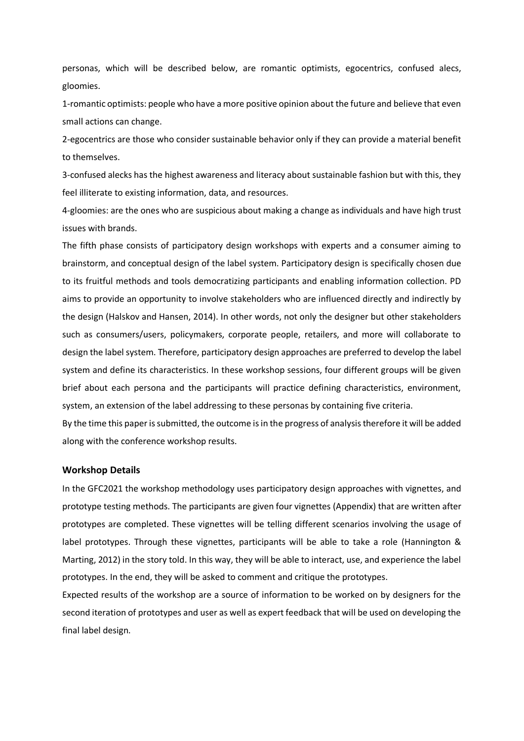personas, which will be described below, are romantic optimists, egocentrics, confused alecs, gloomies.

1-romantic optimists: people who have a more positive opinion about the future and believe that even small actions can change.

2-egocentrics are those who consider sustainable behavior only if they can provide a material benefit to themselves.

3-confused alecks has the highest awareness and literacy about sustainable fashion but with this, they feel illiterate to existing information, data, and resources.

4-gloomies: are the ones who are suspicious about making a change as individuals and have high trust issues with brands.

The fifth phase consists of participatory design workshops with experts and a consumer aiming to brainstorm, and conceptual design of the label system. Participatory design is specifically chosen due to its fruitful methods and tools democratizing participants and enabling information collection. PD aims to provide an opportunity to involve stakeholders who are influenced directly and indirectly by the design (Halskov and Hansen, 2014). In other words, not only the designer but other stakeholders such as consumers/users, policymakers, corporate people, retailers, and more will collaborate to design the label system. Therefore, participatory design approaches are preferred to develop the label system and define its characteristics. In these workshop sessions, four different groups will be given brief about each persona and the participants will practice defining characteristics, environment, system, an extension of the label addressing to these personas by containing five criteria.

By the time this paper is submitted, the outcome is in the progress of analysis therefore it will be added along with the conference workshop results.

### Workshop Details

In the GFC2021 the workshop methodology uses participatory design approaches with vignettes, and prototype testing methods. The participants are given four vignettes (Appendix) that are written after prototypes are completed. These vignettes will be telling different scenarios involving the usage of label prototypes. Through these vignettes, participants will be able to take a role (Hannington & Marting, 2012) in the story told. In this way, they will be able to interact, use, and experience the label prototypes. In the end, they will be asked to comment and critique the prototypes.

Expected results of the workshop are a source of information to be worked on by designers for the second iteration of prototypes and user as well as expert feedback that will be used on developing the final label design.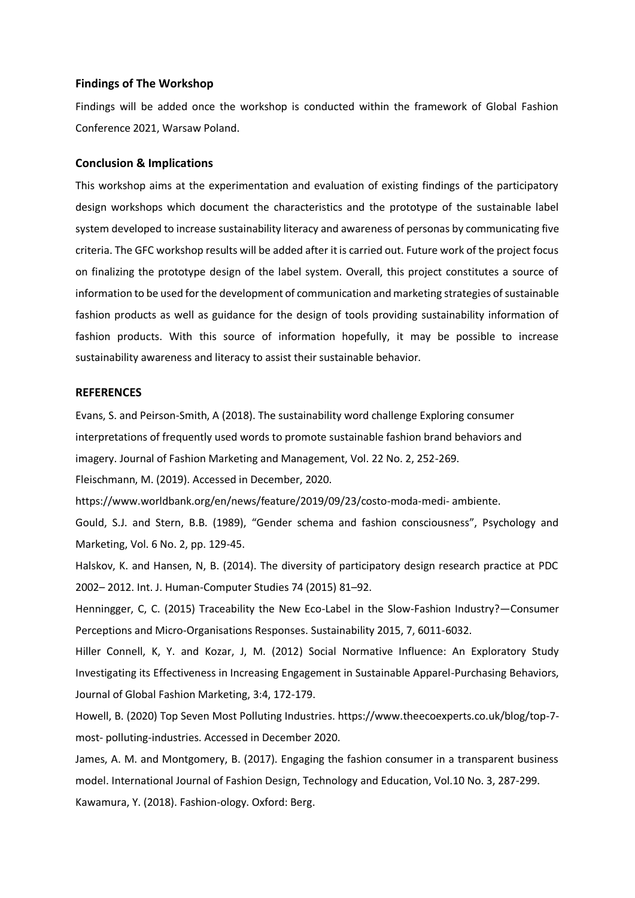### Findings of The Workshop

Findings will be added once the workshop is conducted within the framework of Global Fashion Conference 2021, Warsaw Poland.

### Conclusion & Implications

This workshop aims at the experimentation and evaluation of existing findings of the participatory design workshops which document the characteristics and the prototype of the sustainable label system developed to increase sustainability literacy and awareness of personas by communicating five criteria. The GFC workshop results will be added after it is carried out. Future work of the project focus on finalizing the prototype design of the label system. Overall, this project constitutes a source of information to be used for the development of communication and marketing strategies of sustainable fashion products as well as guidance for the design of tools providing sustainability information of fashion products. With this source of information hopefully, it may be possible to increase sustainability awareness and literacy to assist their sustainable behavior.

### REFERENCES

Evans, S. and Peirson-Smith, A (2018). The sustainability word challenge Exploring consumer interpretations of frequently used words to promote sustainable fashion brand behaviors and imagery. Journal of Fashion Marketing and Management, Vol. 22 No. 2, 252-269.

Fleischmann, M. (2019). Accessed in December, 2020. https://www.worldbank.org/en/news/feature/2019/09/23/costo-moda-medi- ambiente.

Gould, S.J. and Stern, B.B. (1989), "Gender schema and fashion consciousness", Psychology and Marketing, Vol. 6 No. 2, pp. 129-45.

Halskov, K. and Hansen, N, B. (2014). The diversity of participatory design research practice at PDC 2002– 2012. Int. J. Human-Computer Studies 74 (2015) 81–92.

Henningger, C, C. (2015) Traceability the New Eco-Label in the Slow-Fashion Industry?—Consumer Perceptions and Micro-Organisations Responses. Sustainability 2015, 7, 6011-6032.

Hiller Connell, K, Y. and Kozar, J, M. (2012) Social Normative Influence: An Exploratory Study Investigating its Effectiveness in Increasing Engagement in Sustainable Apparel-Purchasing Behaviors, Journal of Global Fashion Marketing, 3:4, 172-179.

Howell, B. (2020) Top Seven Most Polluting Industries. https://www.theecoexperts.co.uk/blog/top-7-most- polluting-industries. Accessed in December 2020.

James, A. M. and Montgomery, B. (2017). Engaging the fashion consumer in a transparent business model. International Journal of Fashion Design, Technology and Education, Vol.10 No. 3, 287-299.

Kawamura, Y. (2018). Fashion-ology. Oxford: Berg.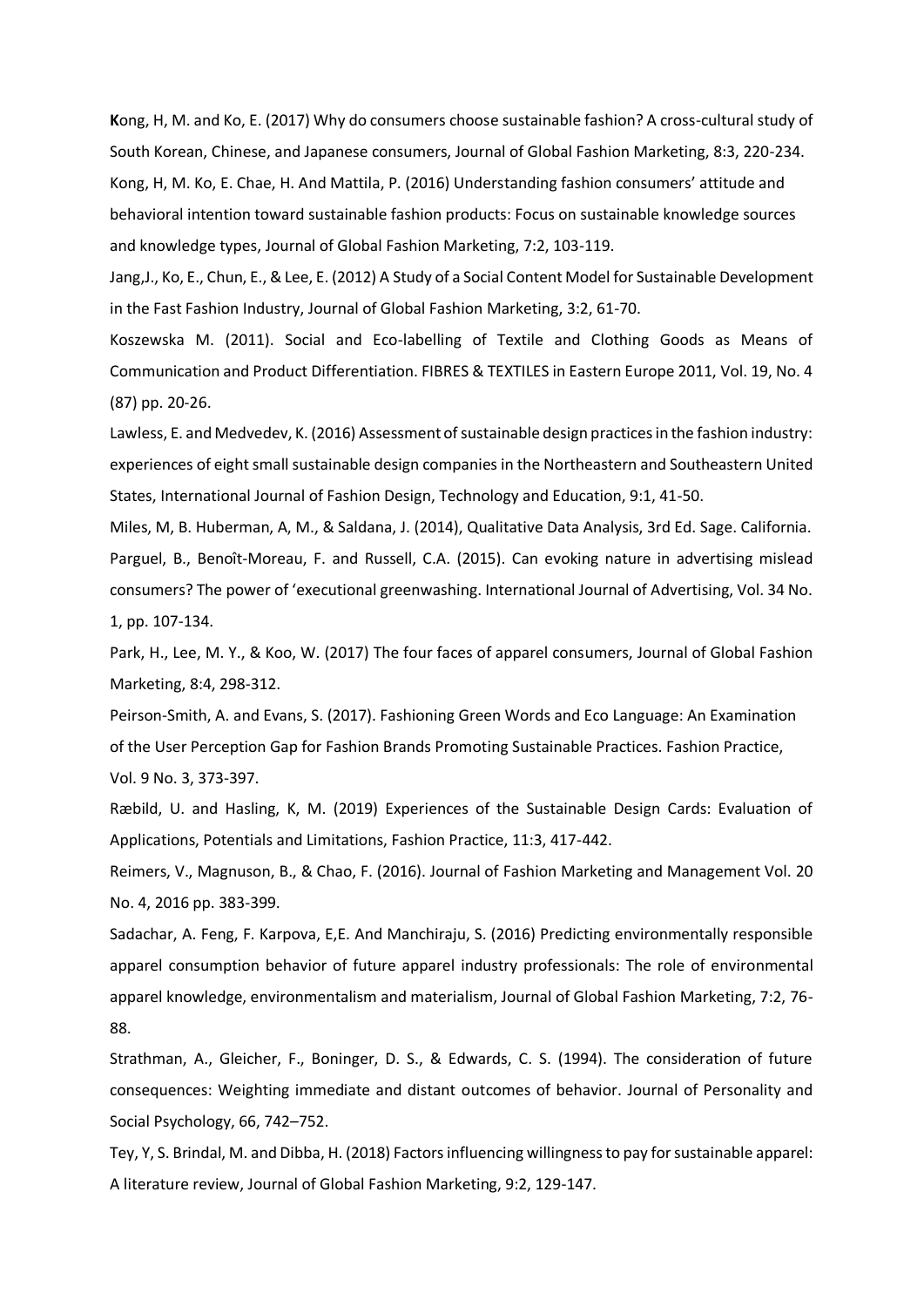**K**ong, H, M. and Ko, E. (2017) Why do consumers choose sustainable fashion? A cross-cultural study of South Korean, Chinese, and Japanese consumers, Journal of Global Fashion Marketing, 8:3, 220-234.

Kong, H, M. Ko, E. Chae, H. And Mattila, P. (2016) Understanding fashion consumers' attitude and behavioral intention toward sustainable fashion products: Focus on sustainable knowledge sources and knowledge types, Journal of Global Fashion Marketing, 7:2, 103-119.

Jang,J., Ko, E., Chun, E., & Lee, E. (2012) A Study of a Social Content Model for Sustainable Development in the Fast Fashion Industry, Journal of Global Fashion Marketing, 3:2, 61-70.

Koszewska M. (2011). Social and Eco-labelling of Textile and Clothing Goods as Means of Communication and Product Differentiation. FIBRES & TEXTILES in Eastern Europe 2011, Vol. 19, No. 4 (87) pp. 20-26.

Lawless, E. and Medvedev, K. (2016) Assessment of sustainable design practices in the fashion industry: experiences of eight small sustainable design companies in the Northeastern and Southeastern United States, International Journal of Fashion Design, Technology and Education, 9:1, 41-50.

Miles, M, B. Huberman, A, M., & Saldana, J. (2014), Qualitative Data Analysis, 3rd Ed. Sage. California.

Parguel, B., Benoît-Moreau, F. and Russell, C.A. (2015). Can evoking nature in advertising mislead consumers? The power of 'executional greenwashing. International Journal of Advertising, Vol. 34 No. 1, pp. 107-134.

Park, H., Lee, M. Y., & Koo, W. (2017) The four faces of apparel consumers, Journal of Global Fashion Marketing, 8:4, 298-312.

Peirson-Smith, A. and Evans, S. (2017). Fashioning Green Words and Eco Language: An Examination of the User Perception Gap for Fashion Brands Promoting Sustainable Practices. Fashion Practice, Vol. 9 No. 3, 373-397.

Ræbild, U. and Hasling, K, M. (2019) Experiences of the Sustainable Design Cards: Evaluation of Applications, Potentials and Limitations, Fashion Practice, 11:3, 417-442.

Reimers, V., Magnuson, B., & Chao, F. (2016). Journal of Fashion Marketing and Management Vol. 20 No. 4, 2016 pp. 383-399.

Sadachar, A. Feng, F. Karpova, E,E. And Manchiraju, S. (2016) Predicting environmentally responsible apparel consumption behavior of future apparel industry professionals: The role of environmental apparel knowledge, environmentalism and materialism, Journal of Global Fashion Marketing, 7:2, 76-88.

Strathman, A., Gleicher, F., Boninger, D. S., & Edwards, C. S. (1994). The consideration of future consequences: Weighting immediate and distant outcomes of behavior. Journal of Personality and Social Psychology, 66, 742–752.

Tey, Y, S. Brindal, M. and Dibba, H. (2018) Factors influencing willingness to pay for sustainable apparel: A literature review, Journal of Global Fashion Marketing, 9:2, 129-147.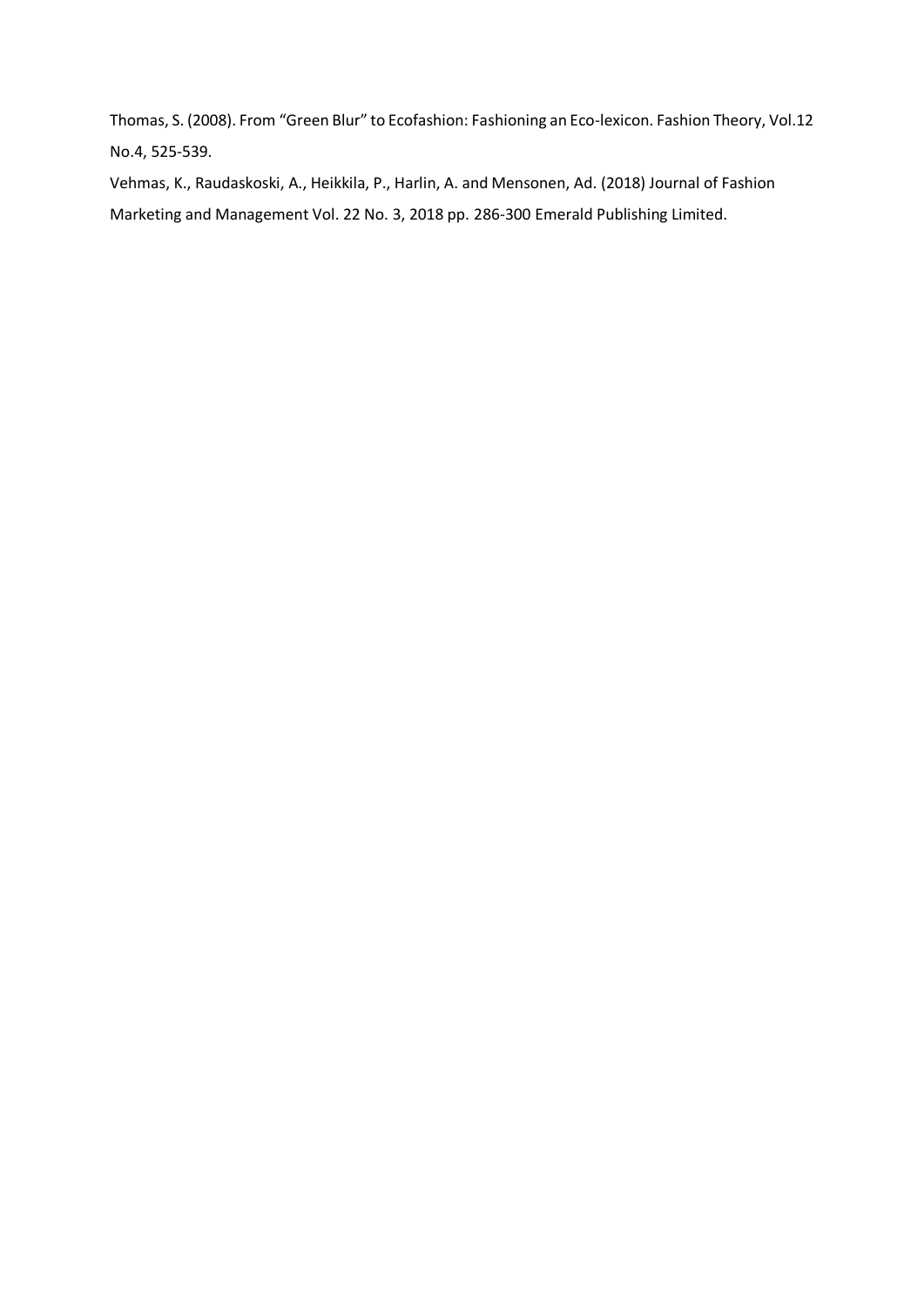Thomas, S. (2008). From "Green Blur" to Ecofashion: Fashioning an Eco-lexicon. Fashion Theory, Vol.12 No.4, 525-539.

Vehmas, K., Raudaskoski, A., Heikkila, P., Harlin, A. and Mensonen, Ad. (2018) Journal of Fashion Marketing and Management Vol. 22 No. 3, 2018 pp. 286-300 Emerald Publishing Limited.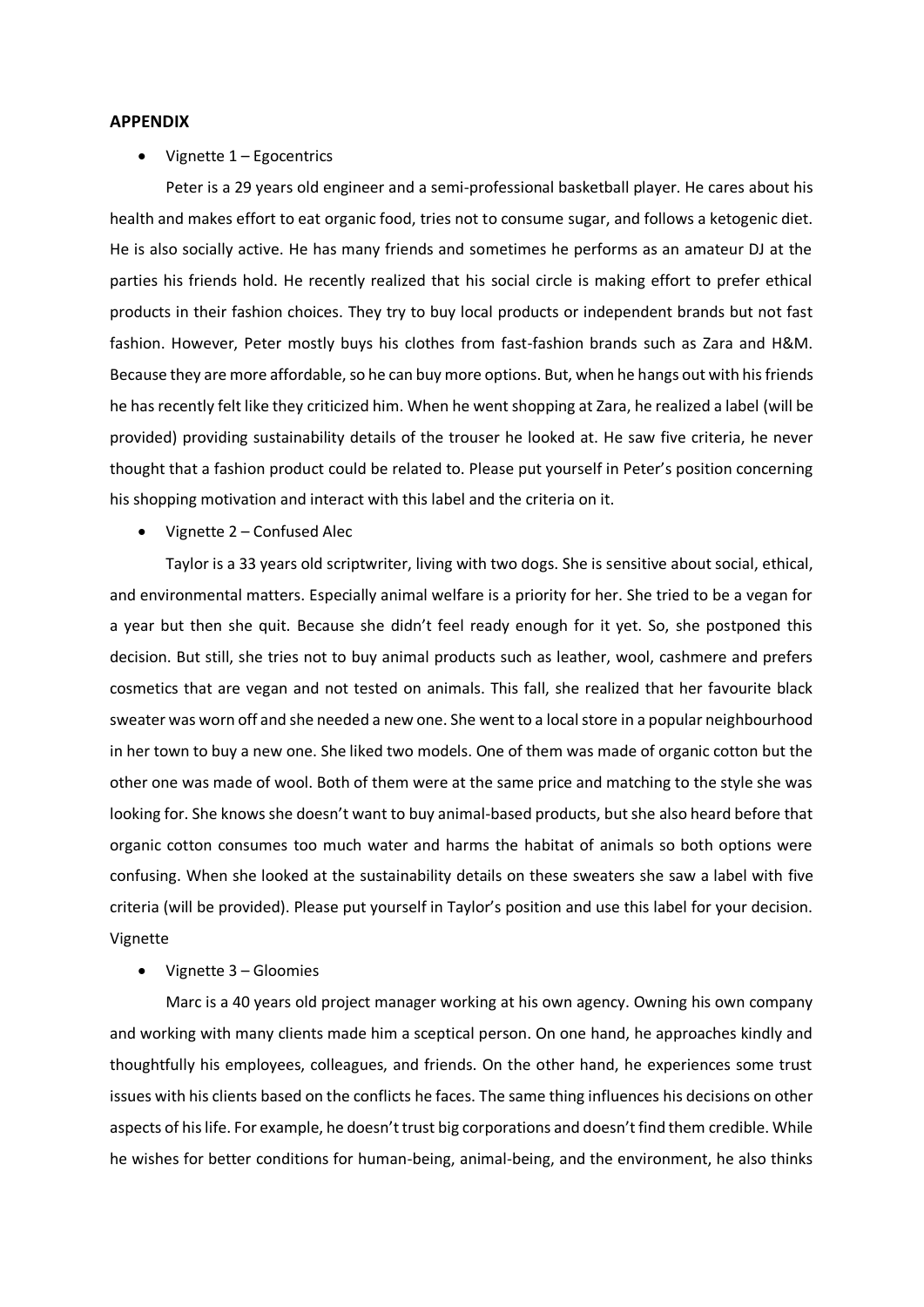**APPENDIX**

- Vignette 1 – Egocentrics

Peter is a 29 years old engineer and a semi-professional basketball player. He cares about his health and makes effort to eat organic food, tries not to consume sugar, and follows a ketogenic diet. He is also socially active. He has many friends and sometimes he performs as an amateur DJ at the parties his friends hold. He recently realized that his social circle is making effort to prefer ethical products in their fashion choices. They try to buy local products or independent brands but not fast fashion. However, Peter mostly buys his clothes from fast-fashion brands such as Zara and H&M. Because they are more affordable, so he can buy more options. But, when he hangs out with his friends he has recently felt like they criticized him. When he went shopping at Zara, he realized a label (will be provided) providing sustainability details of the trouser he looked at. He saw five criteria, he never thought that a fashion product could be related to. Please put yourself in Peter's position concerning his shopping motivation and interact with this label and the criteria on it.

- Vignette 2 – Confused Alec

Taylor is a 33 years old scriptwriter, living with two dogs. She is sensitive about social, ethical, and environmental matters. Especially animal welfare is a priority for her. She tried to be a vegan for a year but then she quit. Because she didn't feel ready enough for it yet. So, she postponed this decision. But still, she tries not to buy animal products such as leather, wool, cashmere and prefers cosmetics that are vegan and not tested on animals. This fall, she realized that her favourite black sweater was worn off and she needed a new one. She went to a local store in a popular neighbourhood in her town to buy a new one. She liked two models. One of them was made of organic cotton but the other one was made of wool. Both of them were at the same price and matching to the style she was looking for. She knows she doesn't want to buy animal-based products, but she also heard before that organic cotton consumes too much water and harms the habitat of animals so both options were confusing. When she looked at the sustainability details on these sweaters she saw a label with five criteria (will be provided). Please put yourself in Taylor's position and use this label for your decision. Vignette

- Vignette 3 – Gloomies

Marc is a 40 years old project manager working at his own agency. Owning his own company and working with many clients made him a sceptical person. On one hand, he approaches kindly and thoughtfully his employees, colleagues, and friends. On the other hand, he experiences some trust issues with his clients based on the conflicts he faces. The same thing influences his decisions on other aspects of his life. For example, he doesn't trust big corporations and doesn't find them credible. While he wishes for better conditions for human-being, animal-being, and the environment, he also thinks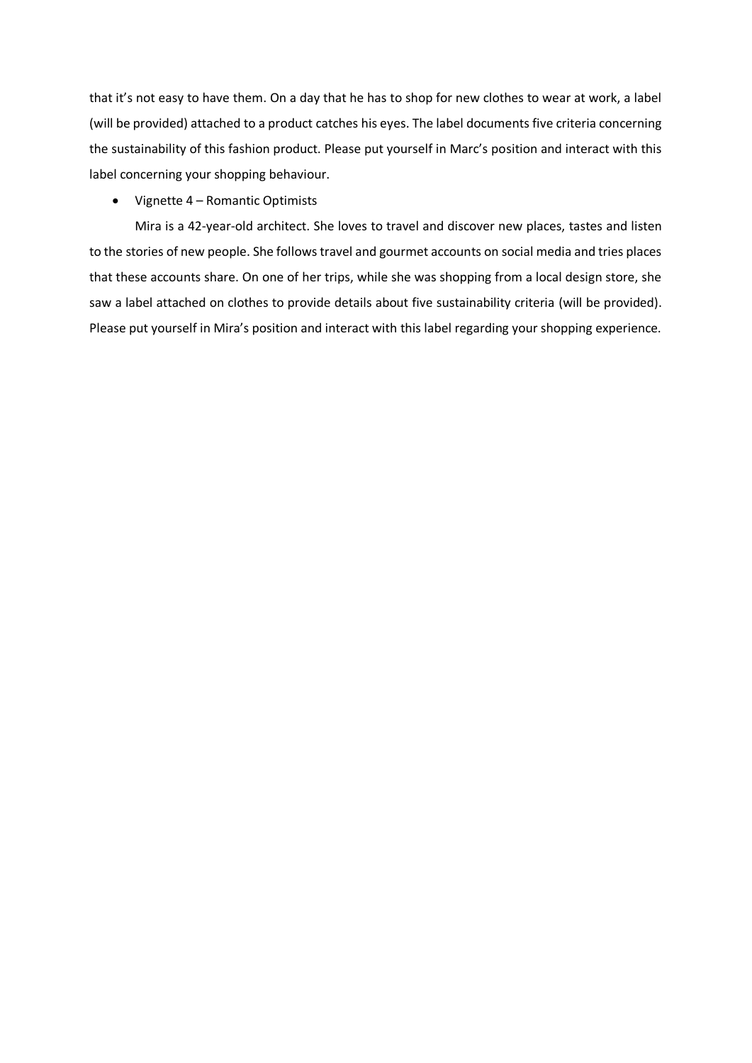that it's not easy to have them. On a day that he has to shop for new clothes to wear at work, a label (will be provided) attached to a product catches his eyes. The label documents five criteria concerning the sustainability of this fashion product. Please put yourself in Marc's position and interact with this label concerning your shopping behaviour.

- Vignette 4 – Romantic Optimists

Mira is a 42-year-old architect. She loves to travel and discover new places, tastes and listen to the stories of new people. She follows travel and gourmet accounts on social media and tries places that these accounts share. On one of her trips, while she was shopping from a local design store, she saw a label attached on clothes to provide details about five sustainability criteria (will be provided). Please put yourself in Mira's position and interact with this label regarding your shopping experience.